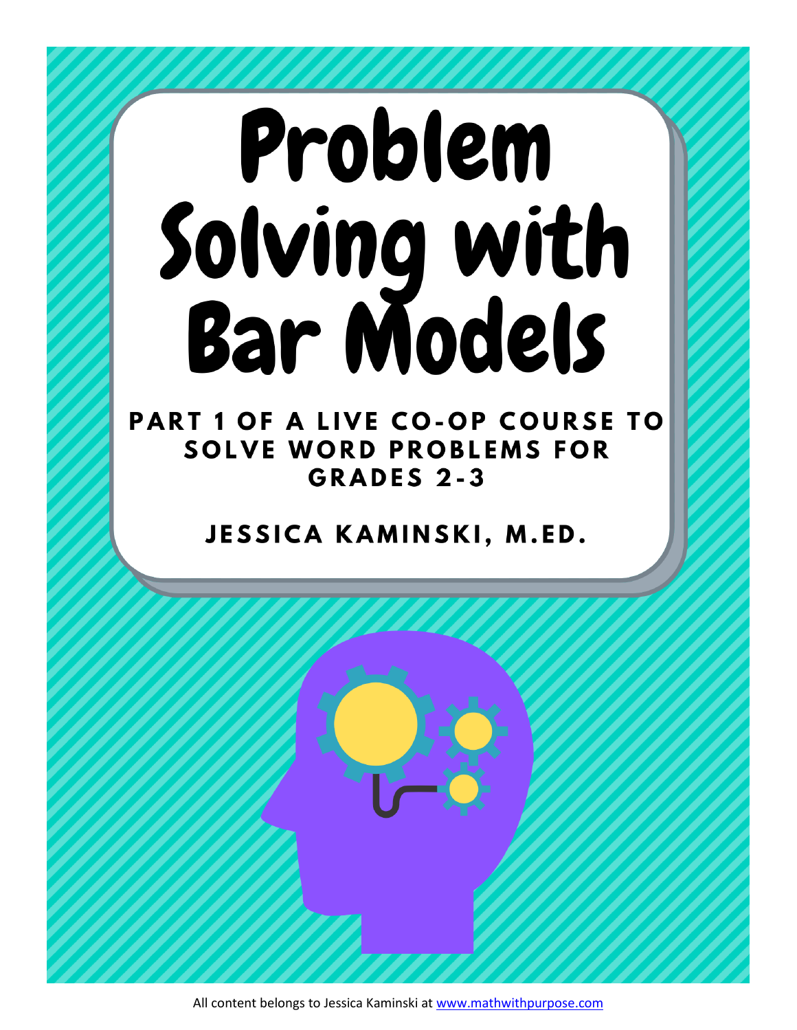# Problem Solving with Bar Models

**PART 1 OF A LIVE CO-OP COURSE TO SOLVE WORD PROBLEMS FOR GRADES 2-3**

**JESSICA KAMINSKI, M.ED.**

All content belongs to Jessica Kaminski at www.mathwithpurpose.com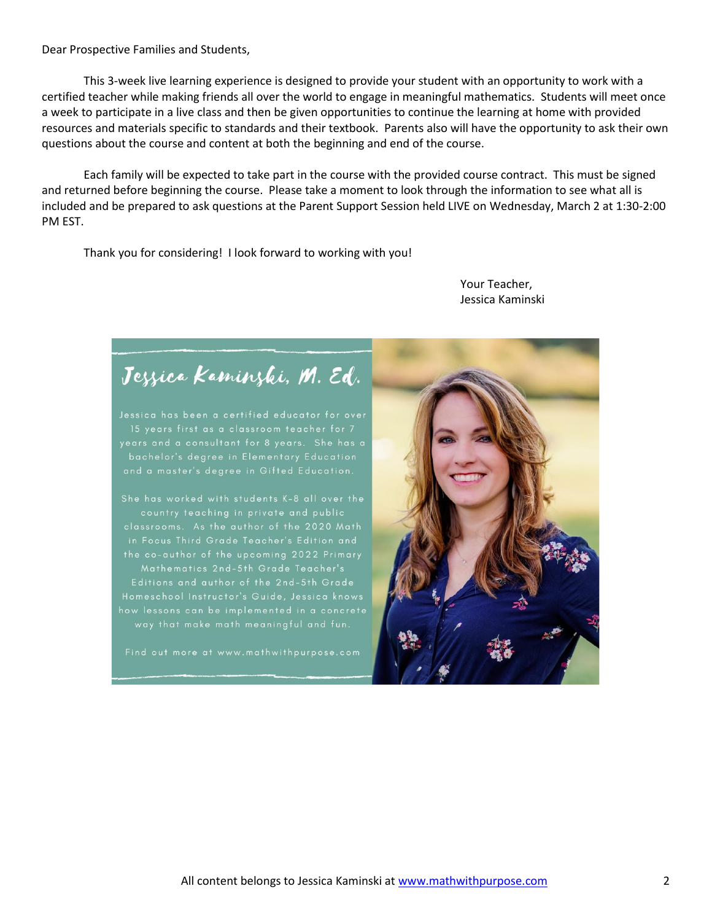Dear Prospective Families and Students,

This 3-week live learning experience is designed to provide your student with an opportunity to work with a certified teacher while making friends all over the world to engage in meaningful mathematics. Students will meet once a week to participate in a live class and then be given opportunities to continue the learning at home with provided resources and materials specific to standards and their textbook. Parents also will have the opportunity to ask their own questions about the course and content at both the beginning and end of the course.

Each family will be expected to take part in the course with the provided course contract. This must be signed and returned before beginning the course. Please take a moment to look through the information to see what all is included and be prepared to ask questions at the Parent Support Session held LIVE on Wednesday, March 2 at 1:30-2:00 PM EST.

Thank you for considering! I look forward to working with you!

Your Teacher,
Jessica Kaminski

## Jessica Kaminski, M. Ed.

Jessica has been a certified educator for over 15 years first as a classroom teacher for 7 years and a consultant for 8 years. She has a bachelor's degree in Elementary Education and a master's degree in Gifted Education.

She has worked with students K-8 all over the country teaching in private and public classrooms. As the author of the 2020 Math in Focus Third Grade Teacher's Edition and the co-author of the upcoming 2022 Primary Mathematics 2nd-5th Grade Teacher's Editions and author of the 2nd-5th Grade Homeschool Instructor's Guide, Jessica knows how lessons can be implemented in a concrete way that make math meaningful and fun.

Find out more at www.mathwithpurpose.com

All content belongs to Jessica Kaminski at www.mathwithpurpose.com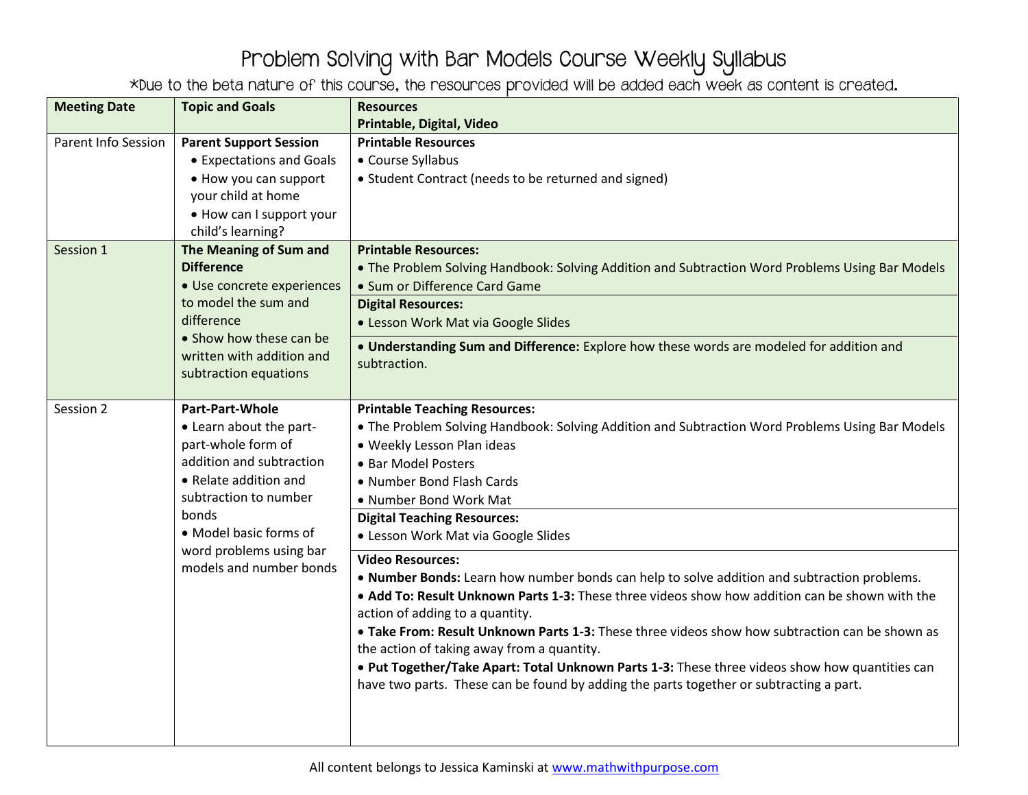# Problem Solving with Bar Models Course Weekly Syllabus

*Due to the beta nature of this course, the resources provided will be added each week as content is created.

| Meeting Date | Topic and Goals | Resources<br>Printable, Digital, Video |
|---|---|---|
| Parent Info Session | **Parent Support Session**<br>• Expectations and Goals<br>• How you can support your child at home<br>• How can I support your child's learning? | **Printable Resources**<br>• Course Syllabus<br>• Student Contract (needs to be returned and signed) |
| Session 1 | **The Meaning of Sum and Difference**<br>• Use concrete experiences to model the sum and difference<br>• Show how these can be written with addition and subtraction equations | **Printable Resources:**<br>• The Problem Solving Handbook: Solving Addition and Subtraction Word Problems Using Bar Models<br>• Sum or Difference Card Game<br>**Digital Resources:**<br>• Lesson Work Mat via Google Slides<br>• **Understanding Sum and Difference:** Explore how these words are modeled for addition and subtraction. |
| Session 2 | **Part-Part-Whole**<br>• Learn about the part-part-whole form of addition and subtraction<br>• Relate addition and subtraction to number bonds<br>• Model basic forms of word problems using bar models and number bonds | **Printable Teaching Resources:**<br>• The Problem Solving Handbook: Solving Addition and Subtraction Word Problems Using Bar Models<br>• Weekly Lesson Plan ideas<br>• Bar Model Posters<br>• Number Bond Flash Cards<br>• Number Bond Work Mat<br>**Digital Teaching Resources:**<br>• Lesson Work Mat via Google Slides<br>**Video Resources:**<br>• **Number Bonds:** Learn how number bonds can help to solve addition and subtraction problems.<br>• **Add To: Result Unknown Parts 1-3:** These three videos show how addition can be shown with the action of adding to a quantity.<br>• **Take From: Result Unknown Parts 1-3:** These three videos show how subtraction can be shown as the action of taking away from a quantity.<br>• **Put Together/Take Apart: Total Unknown Parts 1-3:** These three videos show how quantities can have two parts. These can be found by adding the parts together or subtracting a part. |

All content belongs to Jessica Kaminski at www.mathwithpurpose.com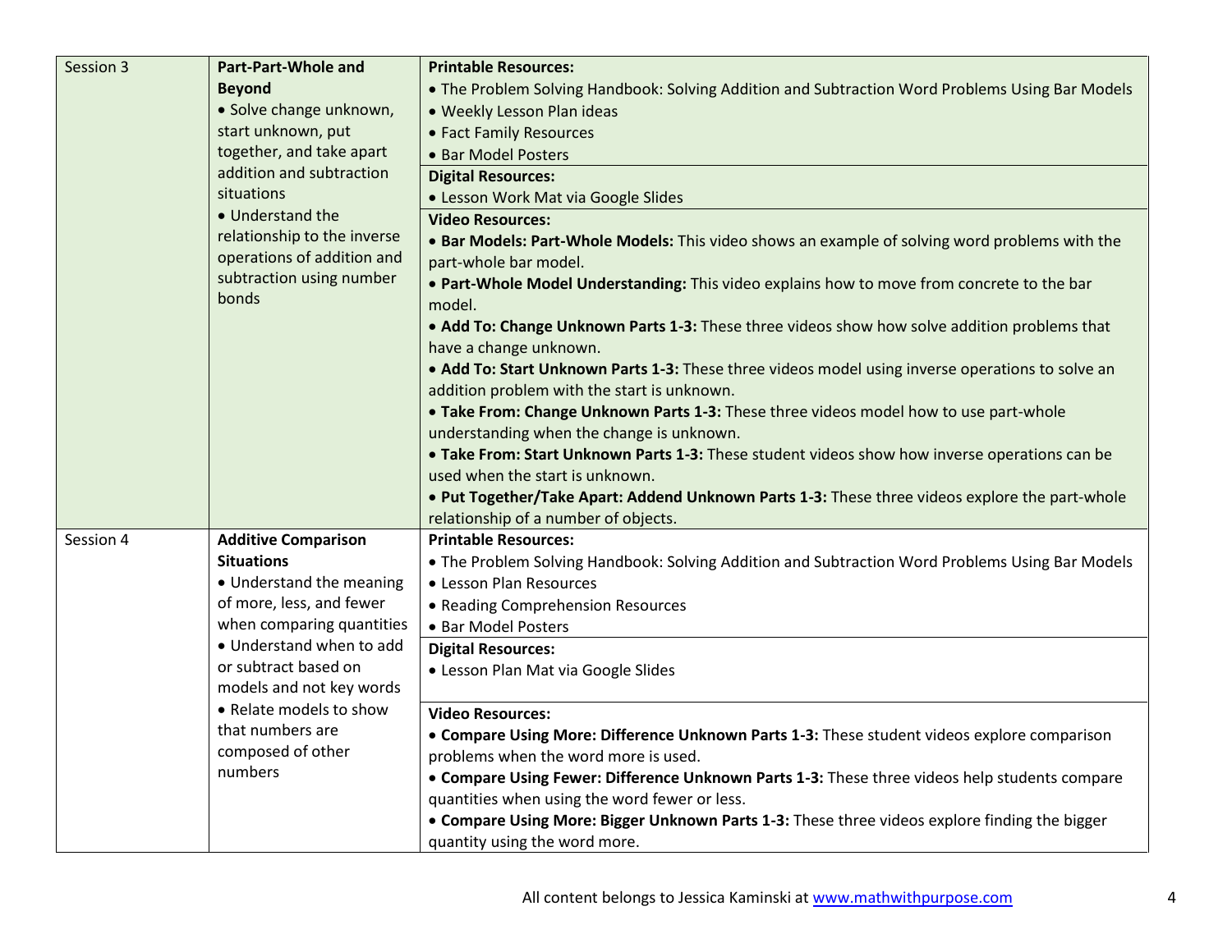| Session 3 | **Part-Part-Whole and Beyond**<br>• Solve change unknown, start unknown, put together, and take apart addition and subtraction situations<br>• Understand the relationship to the inverse operations of addition and subtraction using number bonds | **Printable Resources:**<br>• The Problem Solving Handbook: Solving Addition and Subtraction Word Problems Using Bar Models<br>• Weekly Lesson Plan ideas<br>• Fact Family Resources<br>• Bar Model Posters<br>**Digital Resources:**<br>• Lesson Work Mat via Google Slides<br>**Video Resources:**<br>• **Bar Models: Part-Whole Models:** This video shows an example of solving word problems with the part-whole bar model.<br>• **Part-Whole Model Understanding:** This video explains how to move from concrete to the bar model.<br>• **Add To: Change Unknown Parts 1-3:** These three videos show how solve addition problems that have a change unknown.<br>• **Add To: Start Unknown Parts 1-3:** These three videos model using inverse operations to solve an addition problem with the start is unknown.<br>• **Take From: Change Unknown Parts 1-3:** These three videos model how to use part-whole understanding when the change is unknown.<br>• **Take From: Start Unknown Parts 1-3:** These student videos show how inverse operations can be used when the start is unknown.<br>• **Put Together/Take Apart: Addend Unknown Parts 1-3:** These three videos explore the part-whole relationship of a number of objects. |
|---|---|---|
| Session 4 | **Additive Comparison Situations**<br>• Understand the meaning of more, less, and fewer when comparing quantities<br>• Understand when to add or subtract based on models and not key words<br>• Relate models to show that numbers are composed of other numbers | **Printable Resources:**<br>• The Problem Solving Handbook: Solving Addition and Subtraction Word Problems Using Bar Models<br>• Lesson Plan Resources<br>• Reading Comprehension Resources<br>• Bar Model Posters<br>**Digital Resources:**<br>• Lesson Plan Mat via Google Slides<br>**Video Resources:**<br>• **Compare Using More: Difference Unknown Parts 1-3:** These student videos explore comparison problems when the word more is used.<br>• **Compare Using Fewer: Difference Unknown Parts 1-3:** These three videos help students compare quantities when using the word fewer or less.<br>• **Compare Using More: Bigger Unknown Parts 1-3:** These three videos explore finding the bigger quantity using the word more. |

All content belongs to Jessica Kaminski at www.mathwithpurpose.com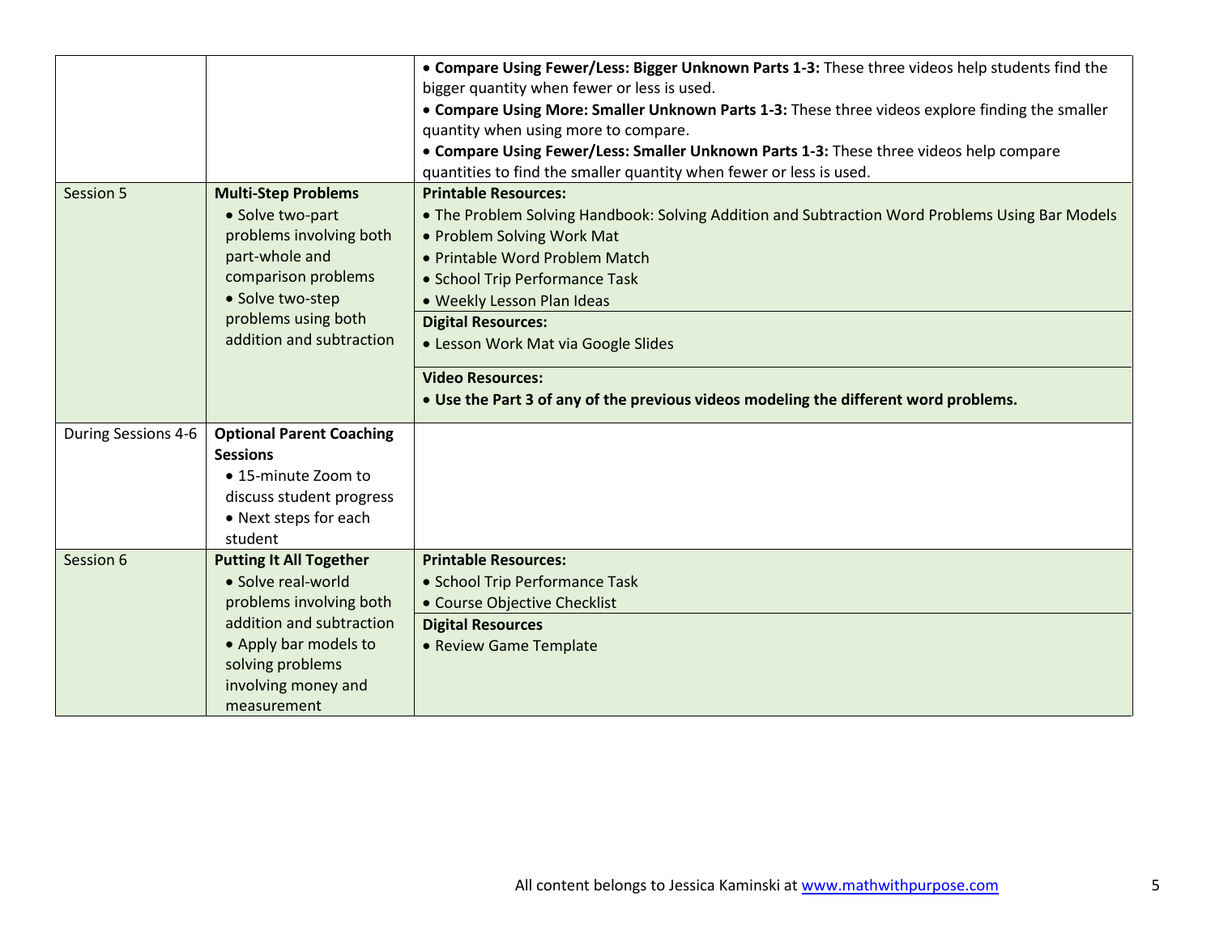| | | |
|---|---|---|
| | | • **Compare Using Fewer/Less: Bigger Unknown Parts 1-3:** These three videos help students find the bigger quantity when fewer or less is used.<br>• **Compare Using More: Smaller Unknown Parts 1-3:** These three videos explore finding the smaller quantity when using more to compare.<br>• **Compare Using Fewer/Less: Smaller Unknown Parts 1-3:** These three videos help compare quantities to find the smaller quantity when fewer or less is used. |
| Session 5 | **Multi-Step Problems**<br>• Solve two-part problems involving both part-whole and comparison problems<br>• Solve two-step problems using both addition and subtraction | **Printable Resources:**<br>• The Problem Solving Handbook: Solving Addition and Subtraction Word Problems Using Bar Models<br>• Problem Solving Work Mat<br>• Printable Word Problem Match<br>• School Trip Performance Task<br>• Weekly Lesson Plan Ideas<br>**Digital Resources:**<br>• Lesson Work Mat via Google Slides<br>**Video Resources:**<br>• **Use the Part 3 of any of the previous videos modeling the different word problems.** |
| During Sessions 4-6 | **Optional Parent Coaching Sessions**<br>• 15-minute Zoom to discuss student progress<br>• Next steps for each student | |
| Session 6 | **Putting It All Together**<br>• Solve real-world problems involving both addition and subtraction<br>• Apply bar models to solving problems involving money and measurement | **Printable Resources:**<br>• School Trip Performance Task<br>• Course Objective Checklist<br>**Digital Resources**<br>• Review Game Template |

All content belongs to Jessica Kaminski at www.mathwithpurpose.com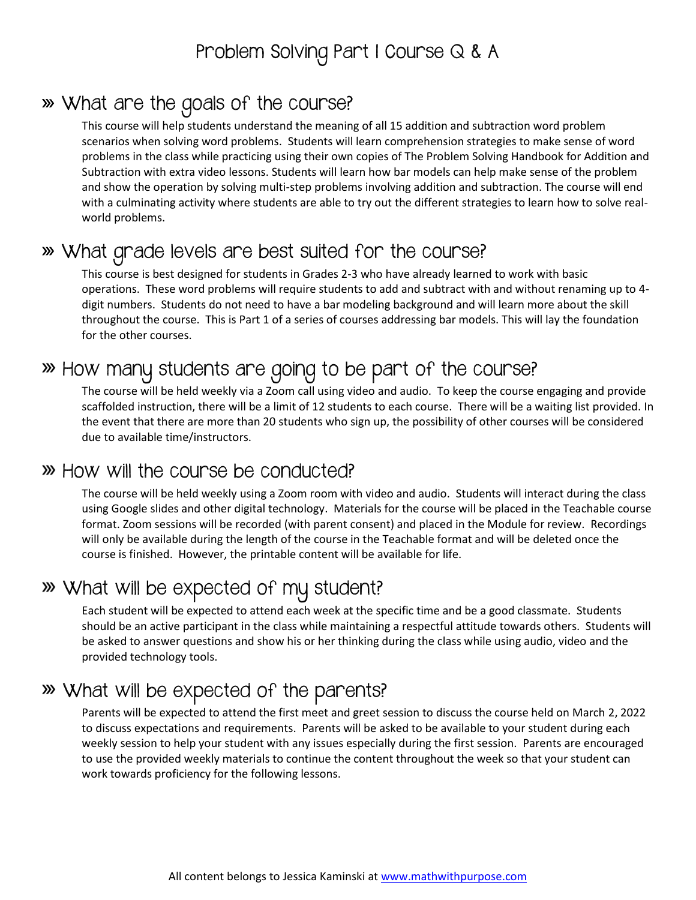# Problem Solving Part I Course Q & A

## ››› What are the goals of the course?

This course will help students understand the meaning of all 15 addition and subtraction word problem scenarios when solving word problems. Students will learn comprehension strategies to make sense of word problems in the class while practicing using their own copies of The Problem Solving Handbook for Addition and Subtraction with extra video lessons. Students will learn how bar models can help make sense of the problem and show the operation by solving multi-step problems involving addition and subtraction. The course will end with a culminating activity where students are able to try out the different strategies to learn how to solve real-world problems.

## ››› What grade levels are best suited for the course?

This course is best designed for students in Grades 2-3 who have already learned to work with basic operations. These word problems will require students to add and subtract with and without renaming up to 4-digit numbers. Students do not need to have a bar modeling background and will learn more about the skill throughout the course. This is Part 1 of a series of courses addressing bar models. This will lay the foundation for the other courses.

## ››› How many students are going to be part of the course?

The course will be held weekly via a Zoom call using video and audio. To keep the course engaging and provide scaffolded instruction, there will be a limit of 12 students to each course. There will be a waiting list provided. In the event that there are more than 20 students who sign up, the possibility of other courses will be considered due to available time/instructors.

## ››› How will the course be conducted?

The course will be held weekly using a Zoom room with video and audio. Students will interact during the class using Google slides and other digital technology. Materials for the course will be placed in the Teachable course format. Zoom sessions will be recorded (with parent consent) and placed in the Module for review. Recordings will only be available during the length of the course in the Teachable format and will be deleted once the course is finished. However, the printable content will be available for life.

## ››› What will be expected of my student?

Each student will be expected to attend each week at the specific time and be a good classmate. Students should be an active participant in the class while maintaining a respectful attitude towards others. Students will be asked to answer questions and show his or her thinking during the class while using audio, video and the provided technology tools.

## ››› What will be expected of the parents?

Parents will be expected to attend the first meet and greet session to discuss the course held on March 2, 2022 to discuss expectations and requirements. Parents will be asked to be available to your student during each weekly session to help your student with any issues especially during the first session. Parents are encouraged to use the provided weekly materials to continue the content throughout the week so that your student can work towards proficiency for the following lessons.

All content belongs to Jessica Kaminski at www.mathwithpurpose.com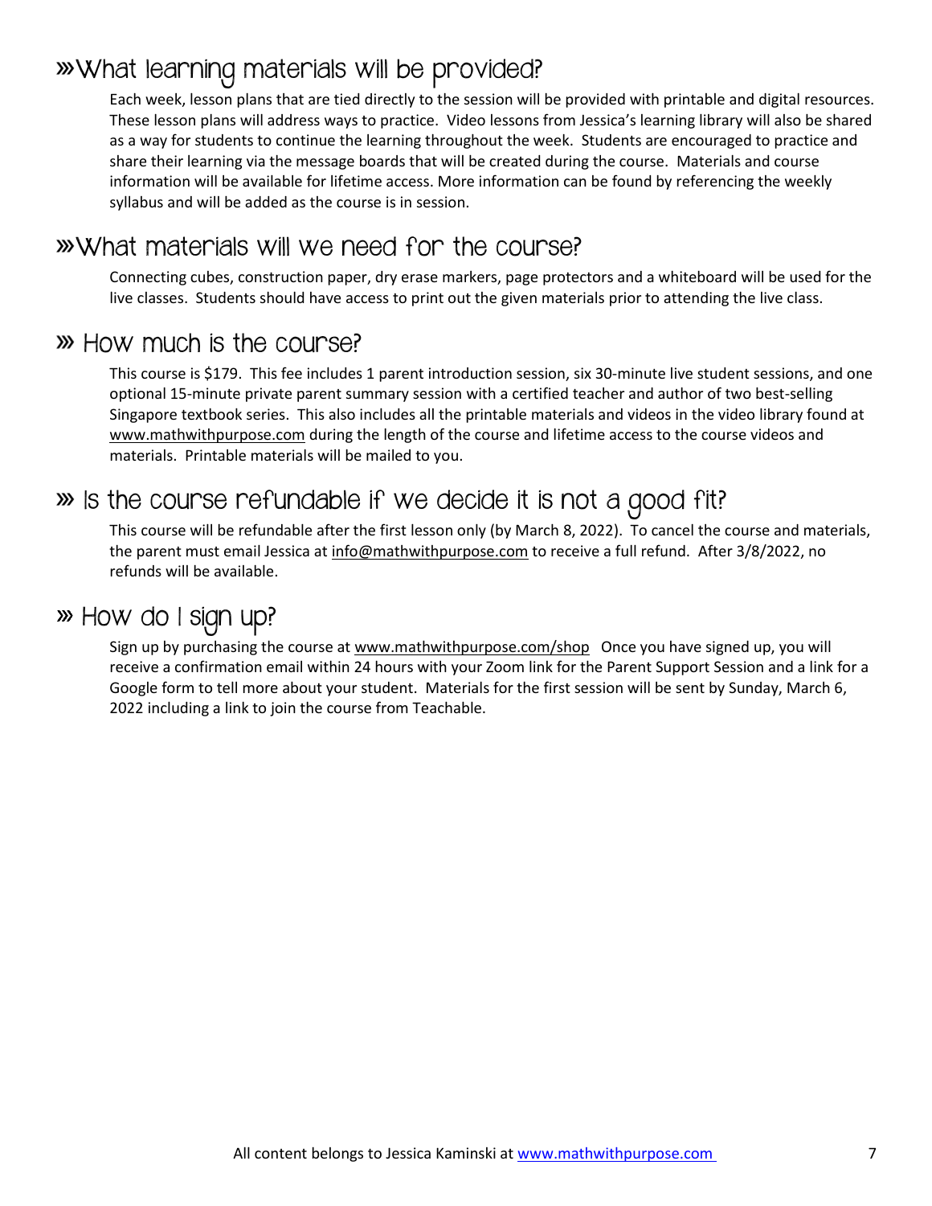## »What learning materials will be provided?

Each week, lesson plans that are tied directly to the session will be provided with printable and digital resources. These lesson plans will address ways to practice. Video lessons from Jessica's learning library will also be shared as a way for students to continue the learning throughout the week. Students are encouraged to practice and share their learning via the message boards that will be created during the course. Materials and course information will be available for lifetime access. More information can be found by referencing the weekly syllabus and will be added as the course is in session.

## »What materials will we need for the course?

Connecting cubes, construction paper, dry erase markers, page protectors and a whiteboard will be used for the live classes. Students should have access to print out the given materials prior to attending the live class.

## » How much is the course?

This course is $179. This fee includes 1 parent introduction session, six 30-minute live student sessions, and one optional 15-minute private parent summary session with a certified teacher and author of two best-selling Singapore textbook series. This also includes all the printable materials and videos in the video library found at www.mathwithpurpose.com during the length of the course and lifetime access to the course videos and materials. Printable materials will be mailed to you.

## » Is the course refundable if we decide it is not a good fit?

This course will be refundable after the first lesson only (by March 8, 2022). To cancel the course and materials, the parent must email Jessica at info@mathwithpurpose.com to receive a full refund. After 3/8/2022, no refunds will be available.

## » How do I sign up?

Sign up by purchasing the course at www.mathwithpurpose.com/shop Once you have signed up, you will receive a confirmation email within 24 hours with your Zoom link for the Parent Support Session and a link for a Google form to tell more about your student. Materials for the first session will be sent by Sunday, March 6, 2022 including a link to join the course from Teachable.